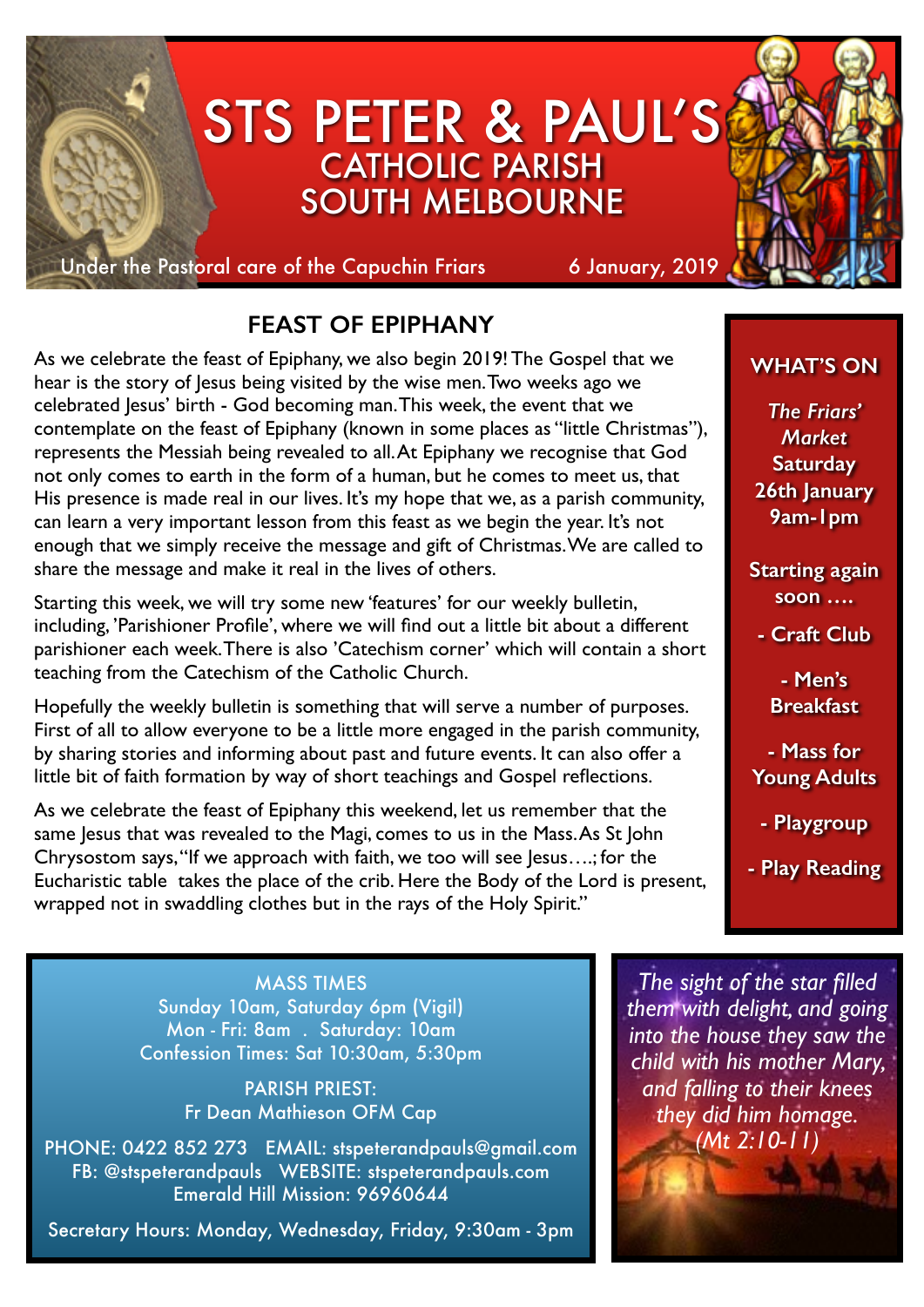# STS PETER & PAUL'S CATHOLIC PARISH SOUTH MELBOURNE

Under the Pastoral care of the Capuchin Friars 6 January, 2019

## FEAST OF EPIPHANY

As we celebrate the feast of Epiphany, we also begin 2019! The Gospel that we hear is the story of Jesus being visited by the wise men. Two weeks ago we celebrated Jesus' birth - God becoming man. This week, the event that we contemplate on the feast of Epiphany (known in some places as "little Christmas"), represents the Messiah being revealed to all. At Epiphany we recognise that God not only comes to earth in the form of a human, but he comes to meet us, that His presence is made real in our lives. It's my hope that we, as a parish community, can learn a very important lesson from this feast as we begin the year. It's not enough that we simply receive the message and gift of Christmas. We are called to share the message and make it real in the lives of others.

Starting this week, we will try some new 'features' for our weekly bulletin, including, 'Parishioner Profile', where we will find out a little bit about a different parishioner each week. There is also 'Catechism corner' which will contain a short teaching from the Catechism of the Catholic Church.

Hopefully the weekly bulletin is something that will serve a number of purposes. First of all to allow everyone to be a little more engaged in the parish community, by sharing stories and informing about past and future events. It can also offer a little bit of faith formation by way of short teachings and Gospel reflections.

As we celebrate the feast of Epiphany this weekend, let us remember that the same Jesus that was revealed to the Magi, comes to us in the Mass. As St John Chrysostom says, "If we approach with faith, we too will see Jesus….; for the Eucharistic table takes the place of the crib. Here the Body of the Lord is present, wrapped not in swaddling clothes but in the rays of the Holy Spirit."

## WHAT'S ON

***The Friars' Market***
**Saturday 26th January 9am-1pm**

**Starting again soon ….**

- **Craft Club**
- **Men's Breakfast**
- **Mass for Young Adults**
- **Playgroup**
- **Play Reading**

MASS TIMES
Sunday 10am, Saturday 6pm (Vigil)
Mon - Fri: 8am . Saturday: 10am
Confession Times: Sat 10:30am, 5:30pm

PARISH PRIEST:
Fr Dean Mathieson OFM Cap

PHONE: 0422 852 273 EMAIL: stspeterandpauls@gmail.com
FB: @stspeterandpauls WEBSITE: stspeterandpauls.com
Emerald Hill Mission: 96960644

Secretary Hours: Monday, Wednesday, Friday, 9:30am - 3pm

*The sight of the star filled them with delight, and going into the house they saw the child with his mother Mary, and falling to their knees they did him homage. (Mt 2:10-11)*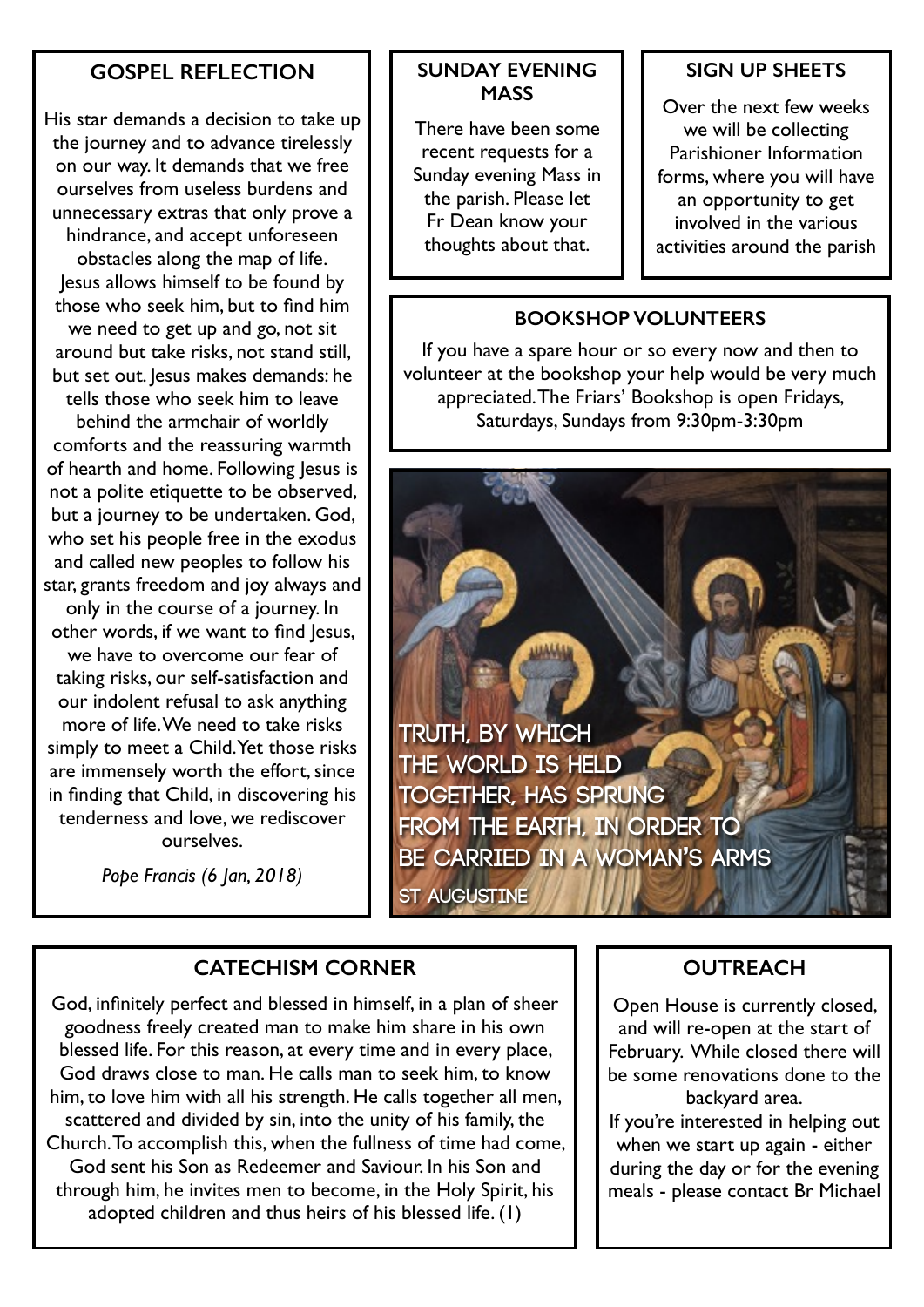## GOSPEL REFLECTION

His star demands a decision to take up the journey and to advance tirelessly on our way. It demands that we free ourselves from useless burdens and unnecessary extras that only prove a hindrance, and accept unforeseen obstacles along the map of life. Jesus allows himself to be found by those who seek him, but to find him we need to get up and go, not sit around but take risks, not stand still, but set out. Jesus makes demands: he tells those who seek him to leave behind the armchair of worldly comforts and the reassuring warmth of hearth and home. Following Jesus is not a polite etiquette to be observed, but a journey to be undertaken. God, who set his people free in the exodus and called new peoples to follow his star, grants freedom and joy always and only in the course of a journey. In other words, if we want to find Jesus, we have to overcome our fear of taking risks, our self-satisfaction and our indolent refusal to ask anything more of life. We need to take risks simply to meet a Child. Yet those risks are immensely worth the effort, since in finding that Child, in discovering his tenderness and love, we rediscover ourselves.

*Pope Francis (6 Jan, 2018)*

## SUNDAY EVENING MASS

There have been some recent requests for a Sunday evening Mass in the parish. Please let Fr Dean know your thoughts about that.

## SIGN UP SHEETS

Over the next few weeks we will be collecting Parishioner Information forms, where you will have an opportunity to get involved in the various activities around the parish

## BOOKSHOP VOLUNTEERS

If you have a spare hour or so every now and then to volunteer at the bookshop your help would be very much appreciated. The Friars' Bookshop is open Fridays, Saturdays, Sundays from 9:30pm-3:30pm

TRUTH, BY WHICH THE WORLD IS HELD TOGETHER, HAS SPRUNG FROM THE EARTH, IN ORDER TO BE CARRIED IN A WOMAN'S ARMS

ST AUGUSTINE

## CATECHISM CORNER

God, infinitely perfect and blessed in himself, in a plan of sheer goodness freely created man to make him share in his own blessed life. For this reason, at every time and in every place, God draws close to man. He calls man to seek him, to know him, to love him with all his strength. He calls together all men, scattered and divided by sin, into the unity of his family, the Church. To accomplish this, when the fullness of time had come, God sent his Son as Redeemer and Saviour. In his Son and through him, he invites men to become, in the Holy Spirit, his adopted children and thus heirs of his blessed life. (1)

## OUTREACH

Open House is currently closed, and will re-open at the start of February. While closed there will be some renovations done to the backyard area.

If you're interested in helping out when we start up again - either during the day or for the evening meals - please contact Br Michael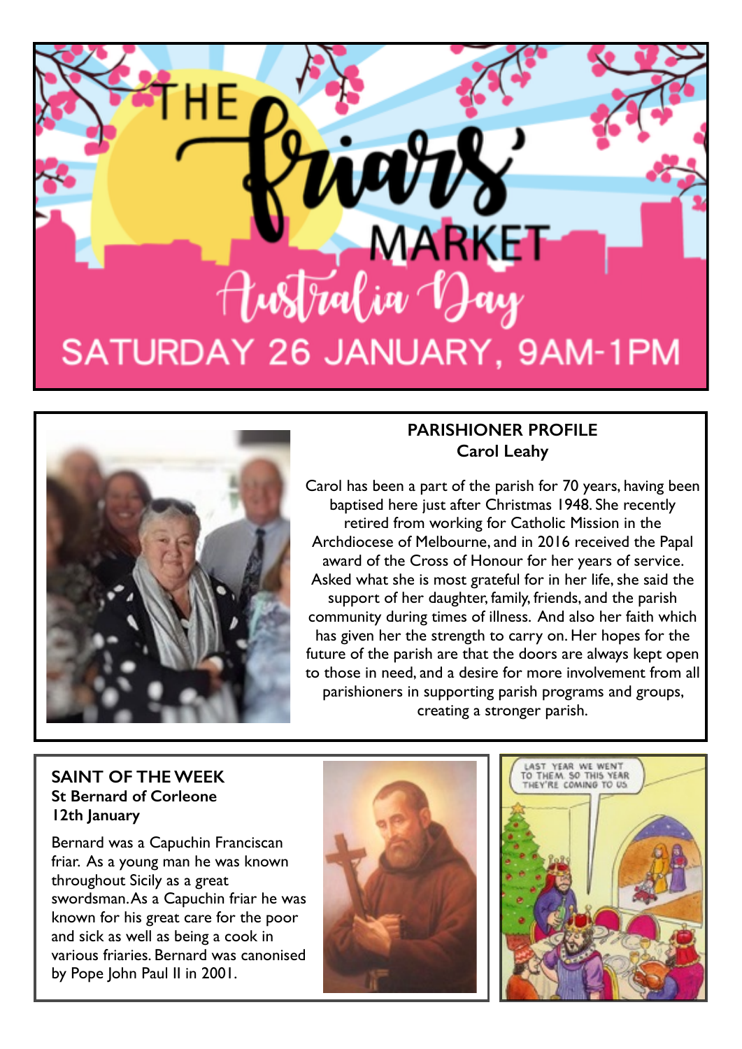# THE friars' MARKET

## Australia Day

## SATURDAY 26 JANUARY, 9AM-1PM

## PARISHIONER PROFILE
### Carol Leahy

Carol has been a part of the parish for 70 years, having been baptised here just after Christmas 1948. She recently retired from working for Catholic Mission in the Archdiocese of Melbourne, and in 2016 received the Papal award of the Cross of Honour for her years of service. Asked what she is most grateful for in her life, she said the support of her daughter, family, friends, and the parish community during times of illness. And also her faith which has given her the strength to carry on. Her hopes for the future of the parish are that the doors are always kept open to those in need, and a desire for more involvement from all parishioners in supporting parish programs and groups, creating a stronger parish.

## SAINT OF THE WEEK
**St Bernard of Corleone**
**12th January**

Bernard was a Capuchin Franciscan friar. As a young man he was known throughout Sicily as a great swordsman. As a Capuchin friar he was known for his great care for the poor and sick as well as being a cook in various friaries. Bernard was canonised by Pope John Paul II in 2001.

LAST YEAR WE WENT TO THEM. SO THIS YEAR THEY'RE COMING TO US.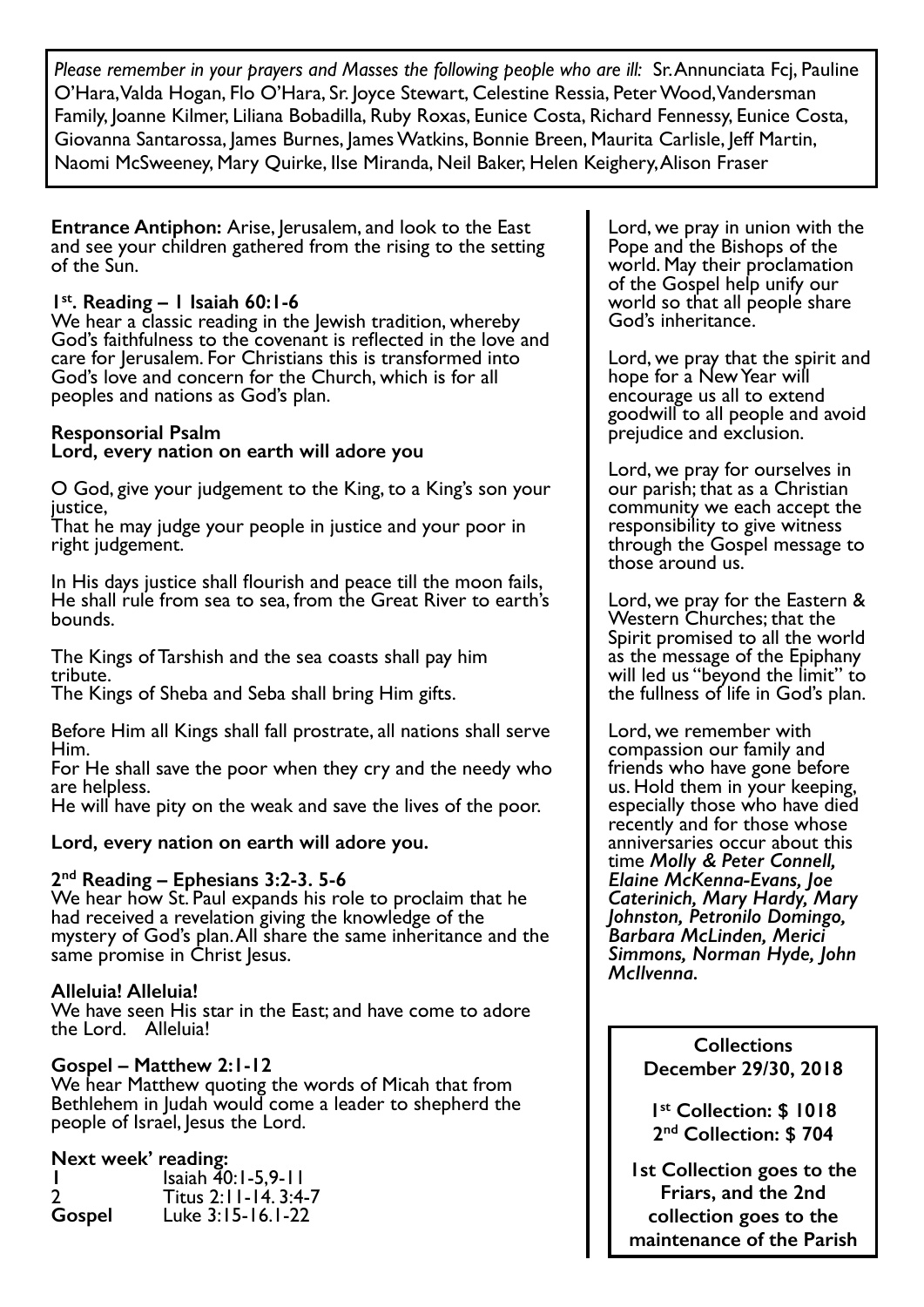*Please remember in your prayers and Masses the following people who are ill:* Sr. Annunciata Fcj, Pauline O'Hara, Valda Hogan, Flo O'Hara, Sr. Joyce Stewart, Celestine Ressia, Peter Wood, Vandersman Family, Joanne Kilmer, Liliana Bobadilla, Ruby Roxas, Eunice Costa, Richard Fennessy, Eunice Costa, Giovanna Santarossa, James Burnes, James Watkins, Bonnie Breen, Maurita Carlisle, Jeff Martin, Naomi McSweeney, Mary Quirke, Ilse Miranda, Neil Baker, Helen Keighery, Alison Fraser

**Entrance Antiphon:** Arise, Jerusalem, and look to the East and see your children gathered from the rising to the setting of the Sun.

**1st. Reading – 1 Isaiah 60:1-6**
We hear a classic reading in the Jewish tradition, whereby God's faithfulness to the covenant is reflected in the love and care for Jerusalem. For Christians this is transformed into God's love and concern for the Church, which is for all peoples and nations as God's plan.

**Responsorial Psalm**
**Lord, every nation on earth will adore you**

O God, give your judgement to the King, to a King's son your justice,
That he may judge your people in justice and your poor in right judgement.

In His days justice shall flourish and peace till the moon fails,
He shall rule from sea to sea, from the Great River to earth's bounds.

The Kings of Tarshish and the sea coasts shall pay him tribute.
The Kings of Sheba and Seba shall bring Him gifts.

Before Him all Kings shall fall prostrate, all nations shall serve Him.
For He shall save the poor when they cry and the needy who are helpless.
He will have pity on the weak and save the lives of the poor.

**Lord, every nation on earth will adore you.**

**2nd Reading – Ephesians 3:2-3. 5-6**
We hear how St. Paul expands his role to proclaim that he had received a revelation giving the knowledge of the mystery of God's plan. All share the same inheritance and the same promise in Christ Jesus.

**Alleluia! Alleluia!**
We have seen His star in the East; and have come to adore the Lord. Alleluia!

**Gospel – Matthew 2:1-12**
We hear Matthew quoting the words of Micah that from Bethlehem in Judah would come a leader to shepherd the people of Israel, Jesus the Lord.

**Next week' reading:**

| | |
|---|---|
| **1** | Isaiah 40:1-5,9-11 |
| 2 | Titus 2:11-14. 3:4-7 |
| **Gospel** | Luke 3:15-16.1-22 |

Lord, we pray in union with the Pope and the Bishops of the world. May their proclamation of the Gospel help unify our world so that all people share God's inheritance.

Lord, we pray that the spirit and hope for a New Year will encourage us all to extend goodwill to all people and avoid prejudice and exclusion.

Lord, we pray for ourselves in our parish; that as a Christian community we each accept the responsibility to give witness through the Gospel message to those around us.

Lord, we pray for the Eastern & Western Churches; that the Spirit promised to all the world as the message of the Epiphany will led us "beyond the limit" to the fullness of life in God's plan.

Lord, we remember with compassion our family and friends who have gone before us. Hold them in your keeping, especially those who have died recently and for those whose anniversaries occur about this time ***Molly & Peter Connell, Elaine McKenna-Evans, Joe Caterinich, Mary Hardy, Mary Johnston, Petronilo Domingo, Barbara McLinden, Merici Simmons, Norman Hyde, John McIlvenna.***

**Collections**
**December 29/30, 2018**

**1st Collection: $ 1018**
**2nd Collection: $ 704**

**1st Collection goes to the Friars, and the 2nd collection goes to the maintenance of the Parish**